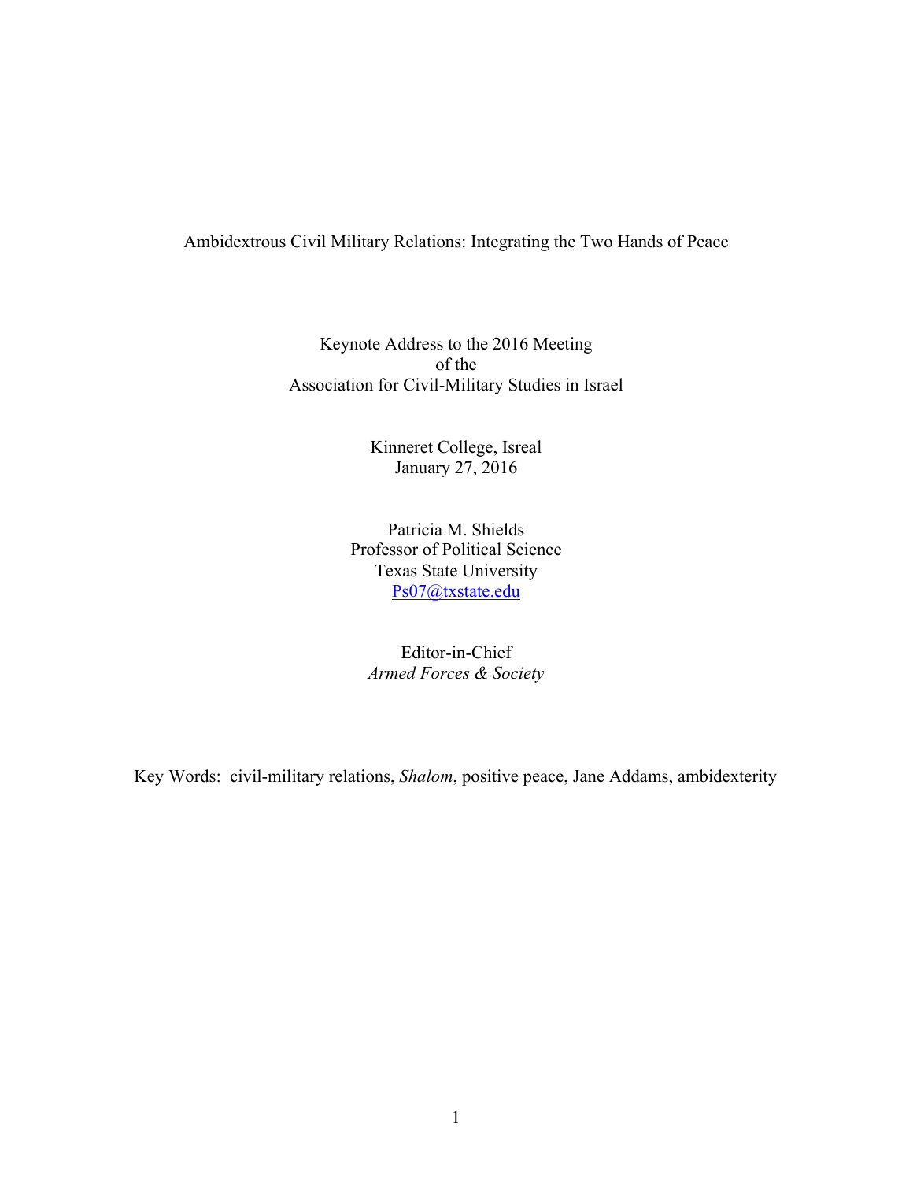# Ambidextrous Civil Military Relations: Integrating the Two Hands of Peace

Keynote Address to the 2016 Meeting
of the
Association for Civil-Military Studies in Israel

Kinneret College, Isreal
January 27, 2016

Patricia M. Shields
Professor of Political Science
Texas State University
Ps07@txstate.edu

Editor-in-Chief
*Armed Forces & Society*

Key Words: civil-military relations, *Shalom*, positive peace, Jane Addams, ambidexterity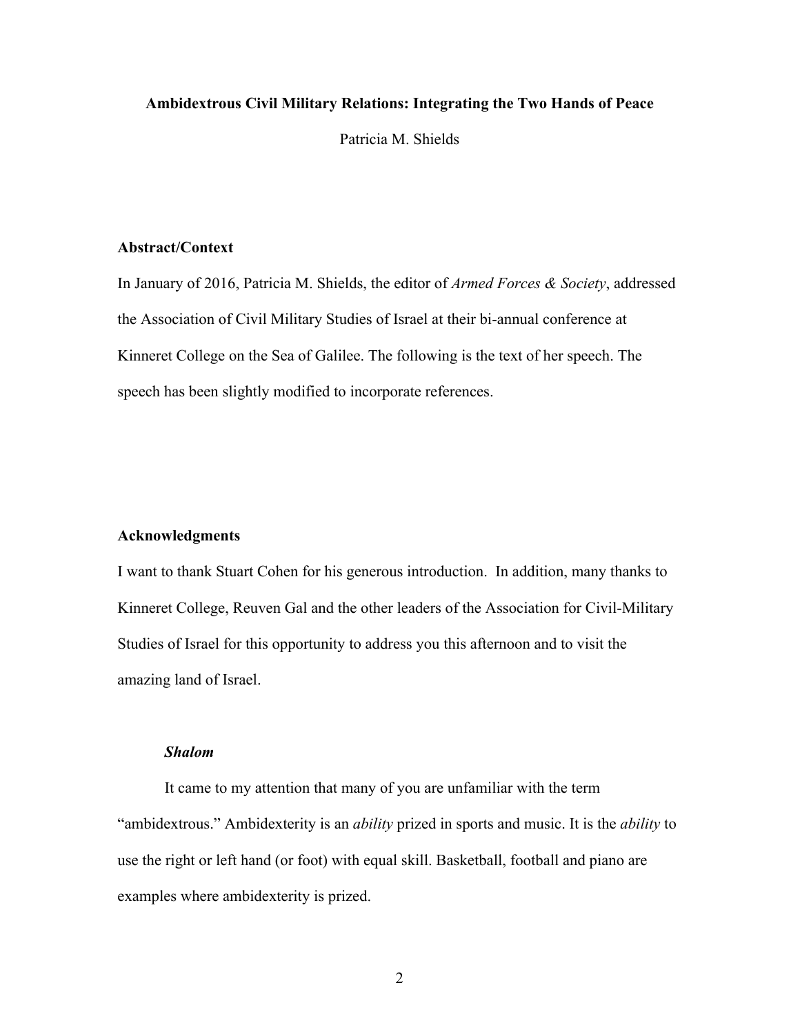**Ambidextrous Civil Military Relations: Integrating the Two Hands of Peace**

Patricia M. Shields

### Abstract/Context

In January of 2016, Patricia M. Shields, the editor of *Armed Forces & Society*, addressed the Association of Civil Military Studies of Israel at their bi-annual conference at Kinneret College on the Sea of Galilee. The following is the text of her speech. The speech has been slightly modified to incorporate references.

### Acknowledgments

I want to thank Stuart Cohen for his generous introduction. In addition, many thanks to Kinneret College, Reuven Gal and the other leaders of the Association for Civil-Military Studies of Israel for this opportunity to address you this afternoon and to visit the amazing land of Israel.

#### *Shalom*

It came to my attention that many of you are unfamiliar with the term "ambidextrous." Ambidexterity is an *ability* prized in sports and music. It is the *ability* to use the right or left hand (or foot) with equal skill. Basketball, football and piano are examples where ambidexterity is prized.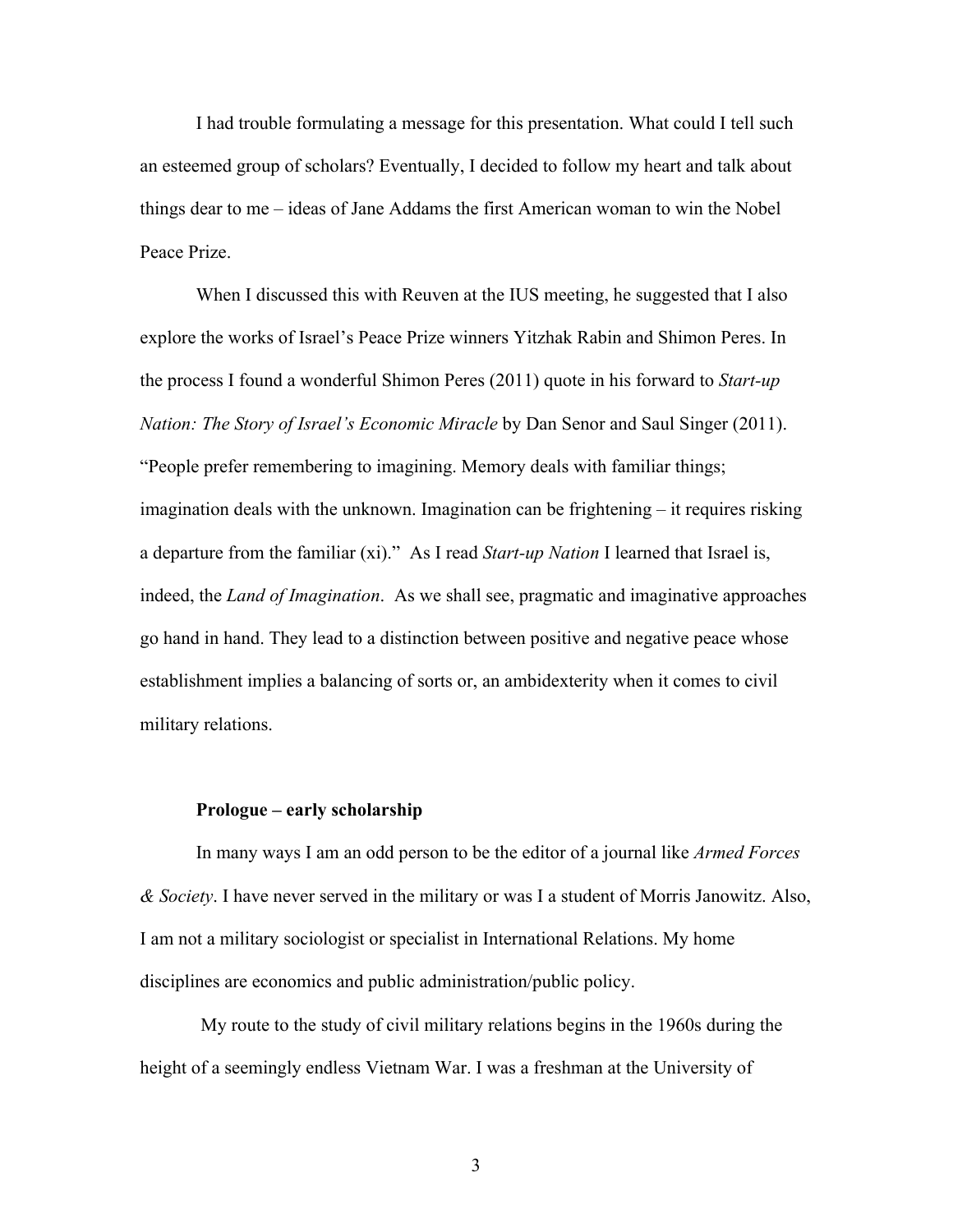I had trouble formulating a message for this presentation. What could I tell such an esteemed group of scholars? Eventually, I decided to follow my heart and talk about things dear to me – ideas of Jane Addams the first American woman to win the Nobel Peace Prize.

When I discussed this with Reuven at the IUS meeting, he suggested that I also explore the works of Israel's Peace Prize winners Yitzhak Rabin and Shimon Peres. In the process I found a wonderful Shimon Peres (2011) quote in his forward to *Start-up Nation: The Story of Israel's Economic Miracle* by Dan Senor and Saul Singer (2011). "People prefer remembering to imagining. Memory deals with familiar things; imagination deals with the unknown. Imagination can be frightening – it requires risking a departure from the familiar (xi)." As I read *Start-up Nation* I learned that Israel is, indeed, the *Land of Imagination*. As we shall see, pragmatic and imaginative approaches go hand in hand. They lead to a distinction between positive and negative peace whose establishment implies a balancing of sorts or, an ambidexterity when it comes to civil military relations.

**Prologue – early scholarship**

In many ways I am an odd person to be the editor of a journal like *Armed Forces & Society*. I have never served in the military or was I a student of Morris Janowitz. Also, I am not a military sociologist or specialist in International Relations. My home disciplines are economics and public administration/public policy.

My route to the study of civil military relations begins in the 1960s during the height of a seemingly endless Vietnam War. I was a freshman at the University of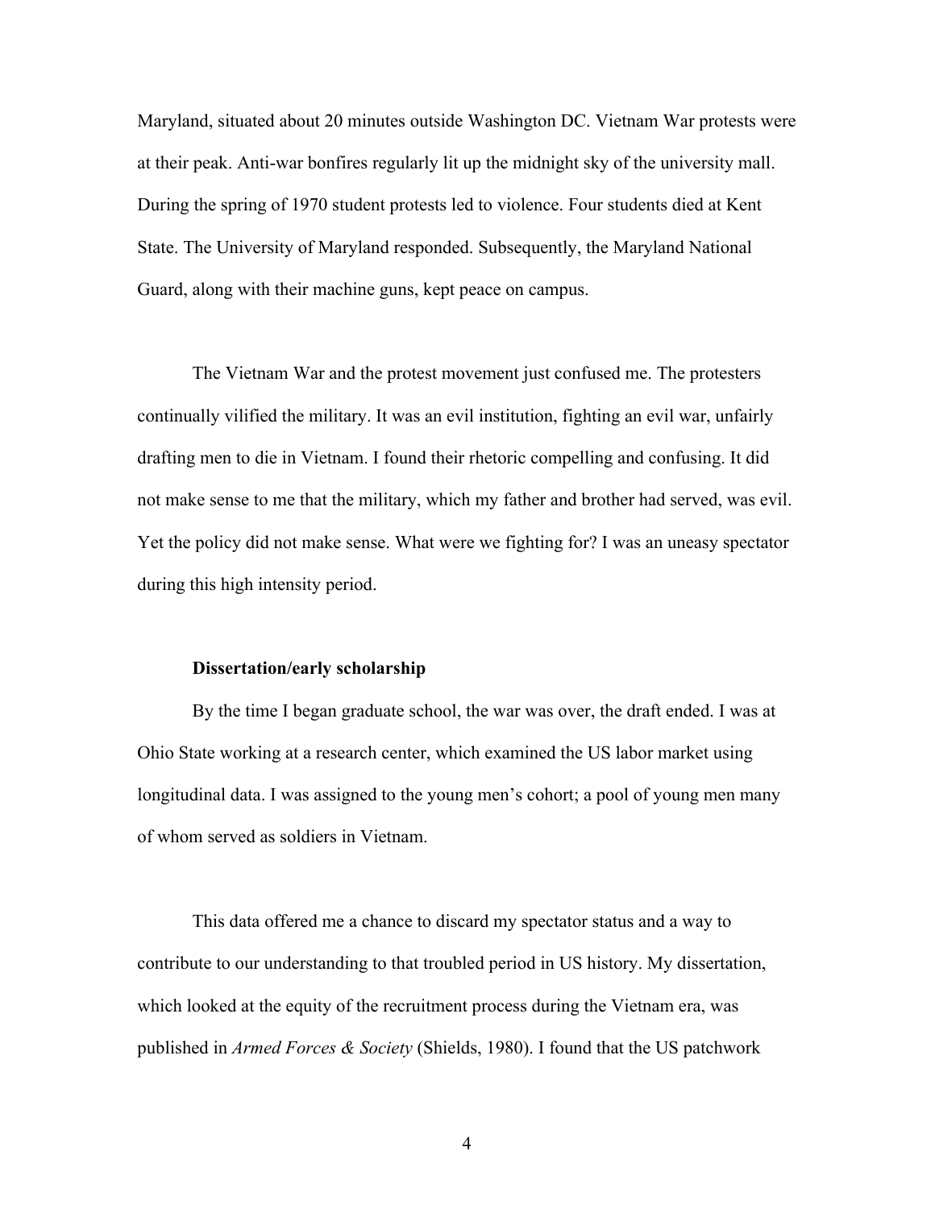Maryland, situated about 20 minutes outside Washington DC. Vietnam War protests were at their peak. Anti-war bonfires regularly lit up the midnight sky of the university mall. During the spring of 1970 student protests led to violence. Four students died at Kent State. The University of Maryland responded. Subsequently, the Maryland National Guard, along with their machine guns, kept peace on campus.

The Vietnam War and the protest movement just confused me. The protesters continually vilified the military. It was an evil institution, fighting an evil war, unfairly drafting men to die in Vietnam. I found their rhetoric compelling and confusing. It did not make sense to me that the military, which my father and brother had served, was evil. Yet the policy did not make sense. What were we fighting for? I was an uneasy spectator during this high intensity period.

### Dissertation/early scholarship

By the time I began graduate school, the war was over, the draft ended. I was at Ohio State working at a research center, which examined the US labor market using longitudinal data. I was assigned to the young men's cohort; a pool of young men many of whom served as soldiers in Vietnam.

This data offered me a chance to discard my spectator status and a way to contribute to our understanding to that troubled period in US history. My dissertation, which looked at the equity of the recruitment process during the Vietnam era, was published in *Armed Forces & Society* (Shields, 1980). I found that the US patchwork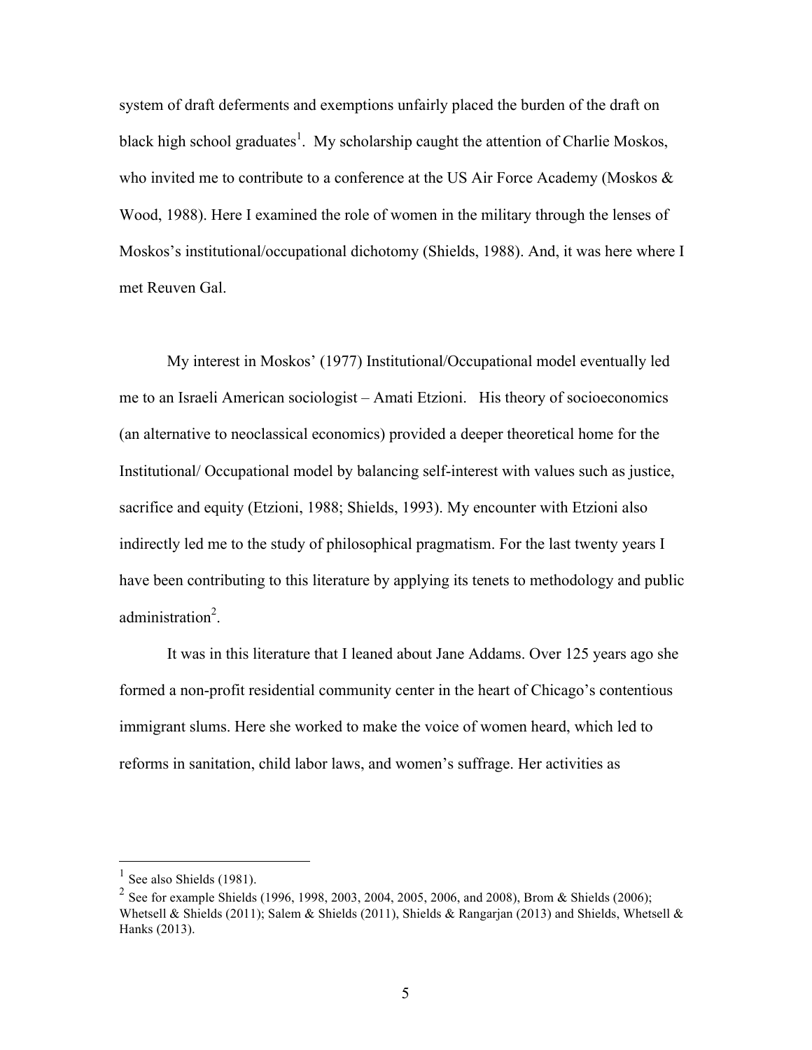system of draft deferments and exemptions unfairly placed the burden of the draft on black high school graduates[1]. My scholarship caught the attention of Charlie Moskos, who invited me to contribute to a conference at the US Air Force Academy (Moskos & Wood, 1988). Here I examined the role of women in the military through the lenses of Moskos's institutional/occupational dichotomy (Shields, 1988). And, it was here where I met Reuven Gal.

My interest in Moskos' (1977) Institutional/Occupational model eventually led me to an Israeli American sociologist – Amati Etzioni. His theory of socioeconomics (an alternative to neoclassical economics) provided a deeper theoretical home for the Institutional/ Occupational model by balancing self-interest with values such as justice, sacrifice and equity (Etzioni, 1988; Shields, 1993). My encounter with Etzioni also indirectly led me to the study of philosophical pragmatism. For the last twenty years I have been contributing to this literature by applying its tenets to methodology and public administration[2].

It was in this literature that I leaned about Jane Addams. Over 125 years ago she formed a non-profit residential community center in the heart of Chicago's contentious immigrant slums. Here she worked to make the voice of women heard, which led to reforms in sanitation, child labor laws, and women's suffrage. Her activities as

---

[1] See also Shields (1981).

[2] See for example Shields (1996, 1998, 2003, 2004, 2005, 2006, and 2008), Brom & Shields (2006); Whetsell & Shields (2011); Salem & Shields (2011), Shields & Rangarjan (2013) and Shields, Whetsell & Hanks (2013).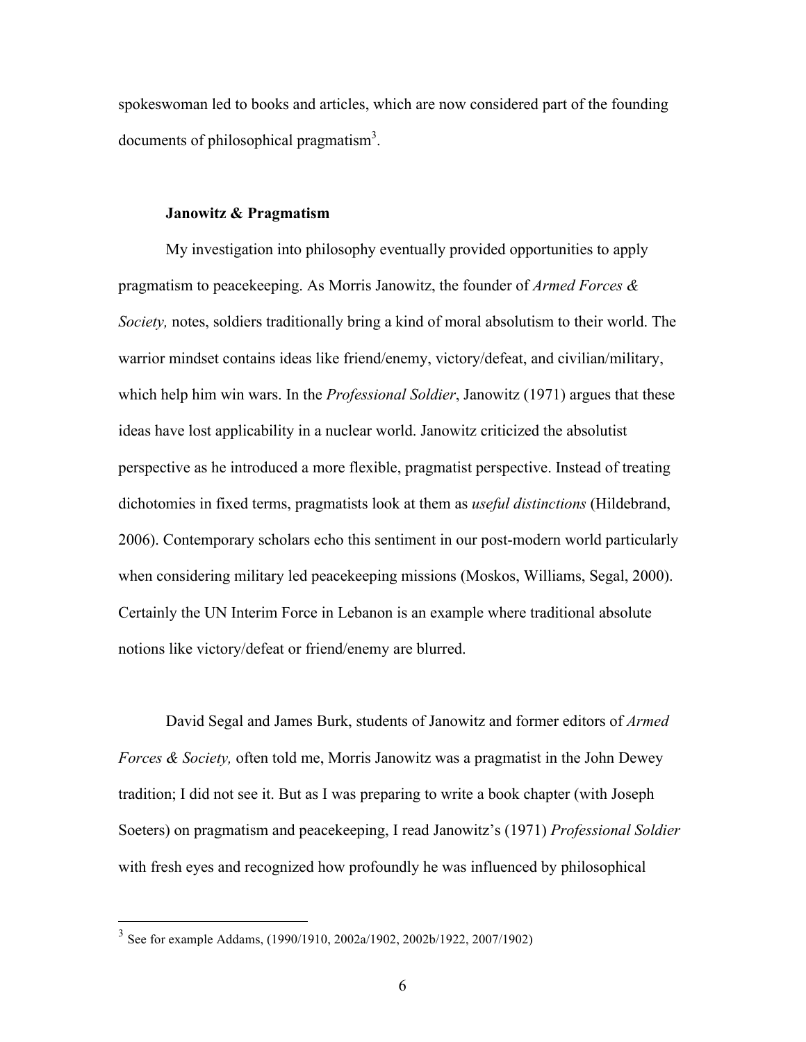spokeswoman led to books and articles, which are now considered part of the founding documents of philosophical pragmatism[3].

### Janowitz & Pragmatism

My investigation into philosophy eventually provided opportunities to apply pragmatism to peacekeeping. As Morris Janowitz, the founder of *Armed Forces & Society,* notes, soldiers traditionally bring a kind of moral absolutism to their world. The warrior mindset contains ideas like friend/enemy, victory/defeat, and civilian/military, which help him win wars. In the *Professional Soldier*, Janowitz (1971) argues that these ideas have lost applicability in a nuclear world. Janowitz criticized the absolutist perspective as he introduced a more flexible, pragmatist perspective. Instead of treating dichotomies in fixed terms, pragmatists look at them as *useful distinctions* (Hildebrand, 2006). Contemporary scholars echo this sentiment in our post-modern world particularly when considering military led peacekeeping missions (Moskos, Williams, Segal, 2000). Certainly the UN Interim Force in Lebanon is an example where traditional absolute notions like victory/defeat or friend/enemy are blurred.

David Segal and James Burk, students of Janowitz and former editors of *Armed Forces & Society,* often told me, Morris Janowitz was a pragmatist in the John Dewey tradition; I did not see it. But as I was preparing to write a book chapter (with Joseph Soeters) on pragmatism and peacekeeping, I read Janowitz's (1971) *Professional Soldier* with fresh eyes and recognized how profoundly he was influenced by philosophical

[3] See for example Addams, (1990/1910, 2002a/1902, 2002b/1922, 2007/1902)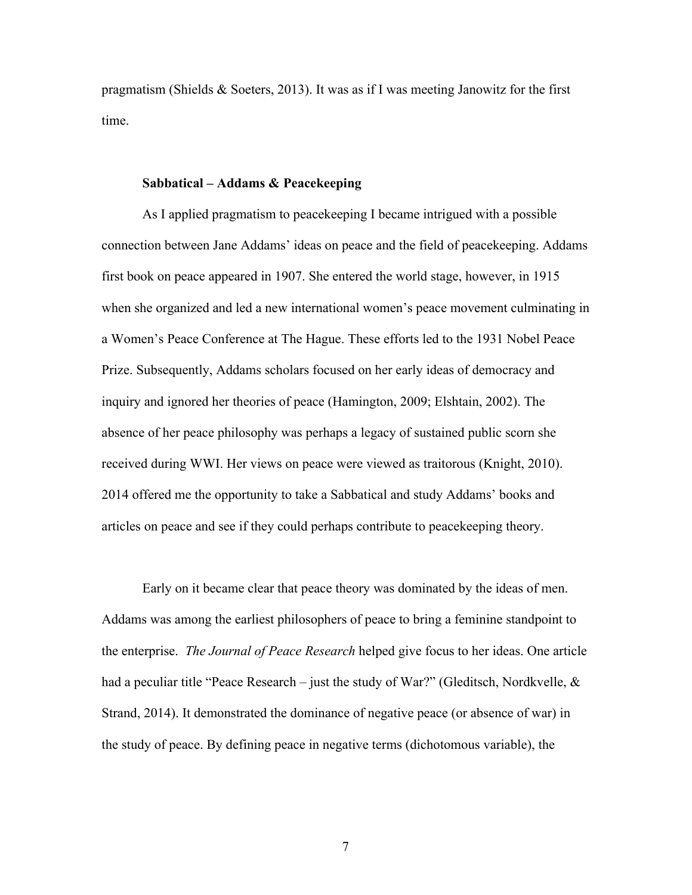pragmatism (Shields & Soeters, 2013). It was as if I was meeting Janowitz for the first time.

### Sabbatical – Addams & Peacekeeping

As I applied pragmatism to peacekeeping I became intrigued with a possible connection between Jane Addams' ideas on peace and the field of peacekeeping. Addams first book on peace appeared in 1907. She entered the world stage, however, in 1915 when she organized and led a new international women's peace movement culminating in a Women's Peace Conference at The Hague. These efforts led to the 1931 Nobel Peace Prize. Subsequently, Addams scholars focused on her early ideas of democracy and inquiry and ignored her theories of peace (Hamington, 2009; Elshtain, 2002). The absence of her peace philosophy was perhaps a legacy of sustained public scorn she received during WWI. Her views on peace were viewed as traitorous (Knight, 2010). 2014 offered me the opportunity to take a Sabbatical and study Addams' books and articles on peace and see if they could perhaps contribute to peacekeeping theory.

Early on it became clear that peace theory was dominated by the ideas of men. Addams was among the earliest philosophers of peace to bring a feminine standpoint to the enterprise. *The Journal of Peace Research* helped give focus to her ideas. One article had a peculiar title "Peace Research – just the study of War?" (Gleditsch, Nordkvelle, & Strand, 2014). It demonstrated the dominance of negative peace (or absence of war) in the study of peace. By defining peace in negative terms (dichotomous variable), the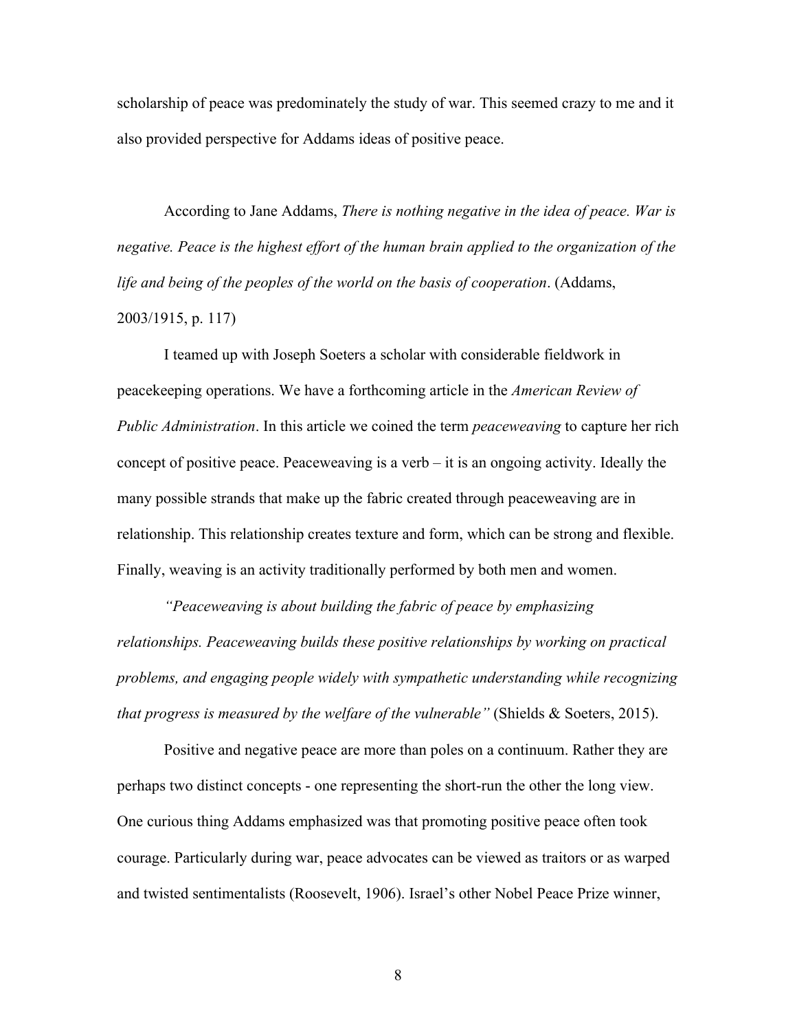scholarship of peace was predominately the study of war. This seemed crazy to me and it also provided perspective for Addams ideas of positive peace.

According to Jane Addams, *There is nothing negative in the idea of peace. War is negative. Peace is the highest effort of the human brain applied to the organization of the life and being of the peoples of the world on the basis of cooperation*. (Addams, 2003/1915, p. 117)

I teamed up with Joseph Soeters a scholar with considerable fieldwork in peacekeeping operations. We have a forthcoming article in the *American Review of Public Administration*. In this article we coined the term *peaceweaving* to capture her rich concept of positive peace. Peaceweaving is a verb – it is an ongoing activity. Ideally the many possible strands that make up the fabric created through peaceweaving are in relationship. This relationship creates texture and form, which can be strong and flexible. Finally, weaving is an activity traditionally performed by both men and women.

*"Peaceweaving is about building the fabric of peace by emphasizing relationships. Peaceweaving builds these positive relationships by working on practical problems, and engaging people widely with sympathetic understanding while recognizing that progress is measured by the welfare of the vulnerable"* (Shields & Soeters, 2015).

Positive and negative peace are more than poles on a continuum. Rather they are perhaps two distinct concepts - one representing the short-run the other the long view. One curious thing Addams emphasized was that promoting positive peace often took courage. Particularly during war, peace advocates can be viewed as traitors or as warped and twisted sentimentalists (Roosevelt, 1906). Israel's other Nobel Peace Prize winner,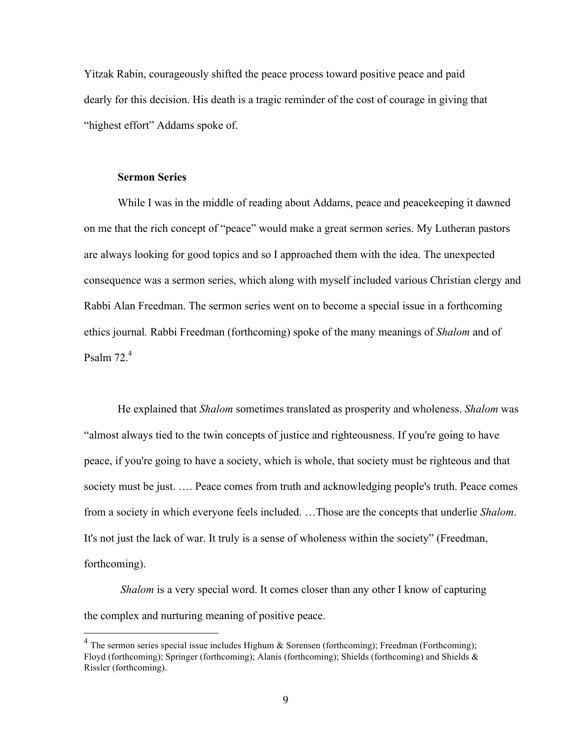Yitzak Rabin, courageously shifted the peace process toward positive peace and paid dearly for this decision. His death is a tragic reminder of the cost of courage in giving that "highest effort" Addams spoke of.

**Sermon Series**

While I was in the middle of reading about Addams, peace and peacekeeping it dawned on me that the rich concept of "peace" would make a great sermon series. My Lutheran pastors are always looking for good topics and so I approached them with the idea. The unexpected consequence was a sermon series, which along with myself included various Christian clergy and Rabbi Alan Freedman. The sermon series went on to become a special issue in a forthcoming ethics journal. Rabbi Freedman (forthcoming) spoke of the many meanings of *Shalom* and of Psalm 72.[4]

He explained that *Shalom* sometimes translated as prosperity and wholeness. *Shalom* was "almost always tied to the twin concepts of justice and righteousness. If you're going to have peace, if you're going to have a society, which is whole, that society must be righteous and that society must be just. …. Peace comes from truth and acknowledging people's truth. Peace comes from a society in which everyone feels included. …Those are the concepts that underlie *Shalom*. It's not just the lack of war. It truly is a sense of wholeness within the society" (Freedman, forthcoming).

*Shalom* is a very special word. It comes closer than any other I know of capturing the complex and nurturing meaning of positive peace.

[4] The sermon series special issue includes Highum & Sorensen (forthcoming); Freedman (Forthcoming); Floyd (forthcoming); Springer (forthcoming); Alanis (forthcoming); Shields (forthcoming) and Shields & Rissler (forthcoming).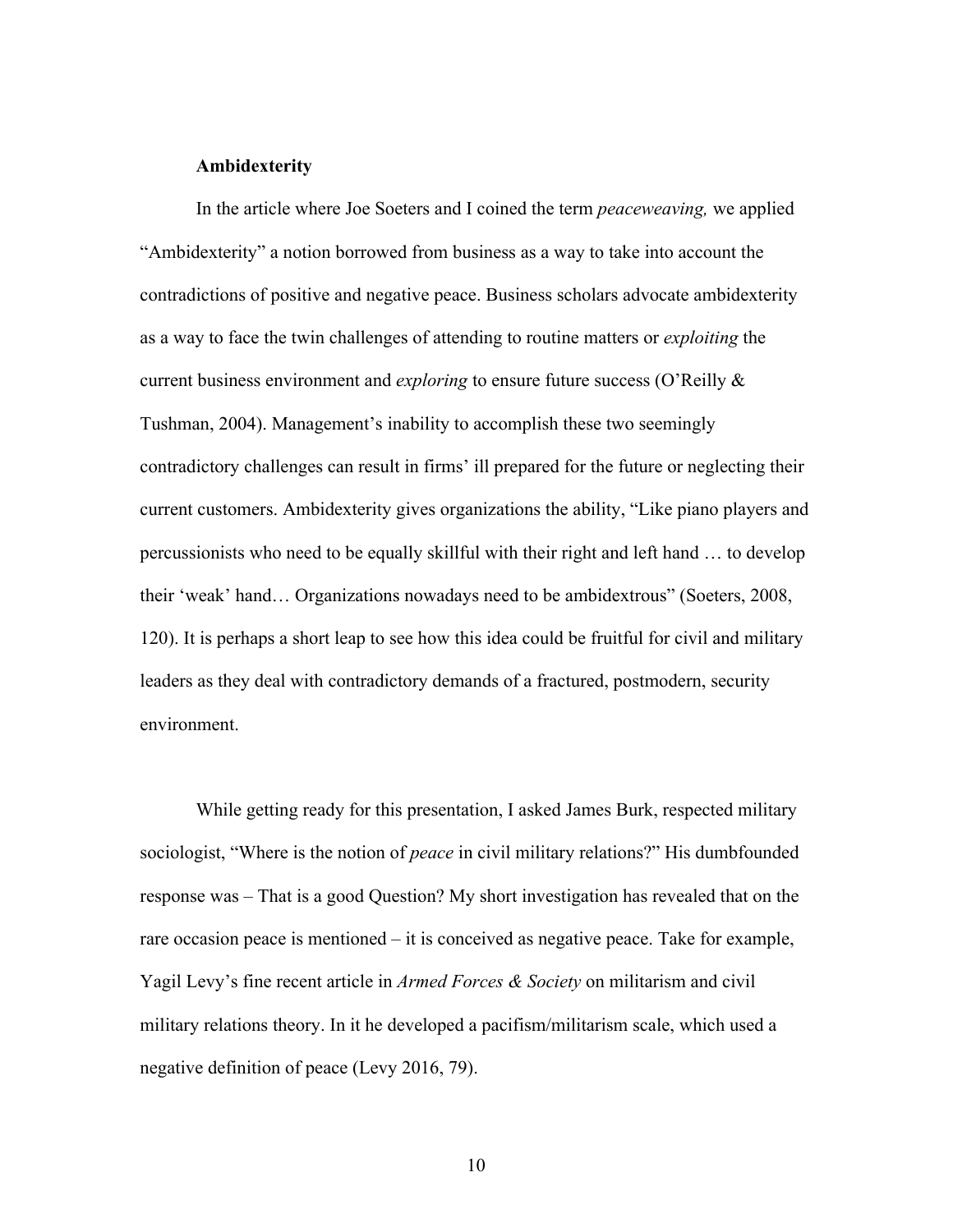**Ambidexterity**

In the article where Joe Soeters and I coined the term *peaceweaving,* we applied "Ambidexterity" a notion borrowed from business as a way to take into account the contradictions of positive and negative peace. Business scholars advocate ambidexterity as a way to face the twin challenges of attending to routine matters or *exploiting* the current business environment and *exploring* to ensure future success (O'Reilly & Tushman, 2004). Management's inability to accomplish these two seemingly contradictory challenges can result in firms' ill prepared for the future or neglecting their current customers. Ambidexterity gives organizations the ability, "Like piano players and percussionists who need to be equally skillful with their right and left hand … to develop their 'weak' hand… Organizations nowadays need to be ambidextrous" (Soeters, 2008, 120). It is perhaps a short leap to see how this idea could be fruitful for civil and military leaders as they deal with contradictory demands of a fractured, postmodern, security environment.

While getting ready for this presentation, I asked James Burk, respected military sociologist, "Where is the notion of *peace* in civil military relations?" His dumbfounded response was – That is a good Question? My short investigation has revealed that on the rare occasion peace is mentioned – it is conceived as negative peace. Take for example, Yagil Levy's fine recent article in *Armed Forces & Society* on militarism and civil military relations theory. In it he developed a pacifism/militarism scale, which used a negative definition of peace (Levy 2016, 79).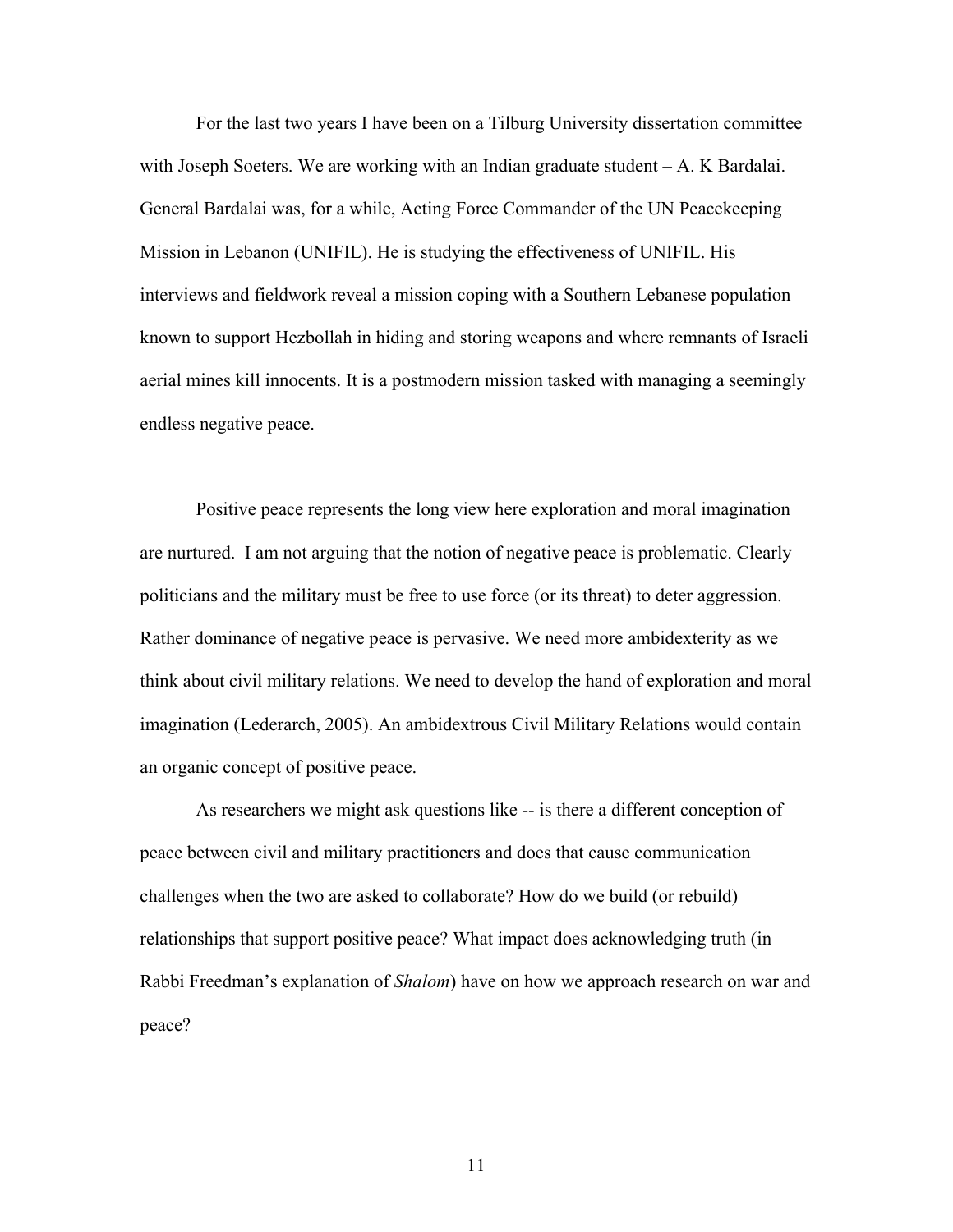For the last two years I have been on a Tilburg University dissertation committee with Joseph Soeters. We are working with an Indian graduate student – A. K Bardalai. General Bardalai was, for a while, Acting Force Commander of the UN Peacekeeping Mission in Lebanon (UNIFIL). He is studying the effectiveness of UNIFIL. His interviews and fieldwork reveal a mission coping with a Southern Lebanese population known to support Hezbollah in hiding and storing weapons and where remnants of Israeli aerial mines kill innocents. It is a postmodern mission tasked with managing a seemingly endless negative peace.

Positive peace represents the long view here exploration and moral imagination are nurtured. I am not arguing that the notion of negative peace is problematic. Clearly politicians and the military must be free to use force (or its threat) to deter aggression. Rather dominance of negative peace is pervasive. We need more ambidexterity as we think about civil military relations. We need to develop the hand of exploration and moral imagination (Lederarch, 2005). An ambidextrous Civil Military Relations would contain an organic concept of positive peace.

As researchers we might ask questions like -- is there a different conception of peace between civil and military practitioners and does that cause communication challenges when the two are asked to collaborate? How do we build (or rebuild) relationships that support positive peace? What impact does acknowledging truth (in Rabbi Freedman's explanation of *Shalom*) have on how we approach research on war and peace?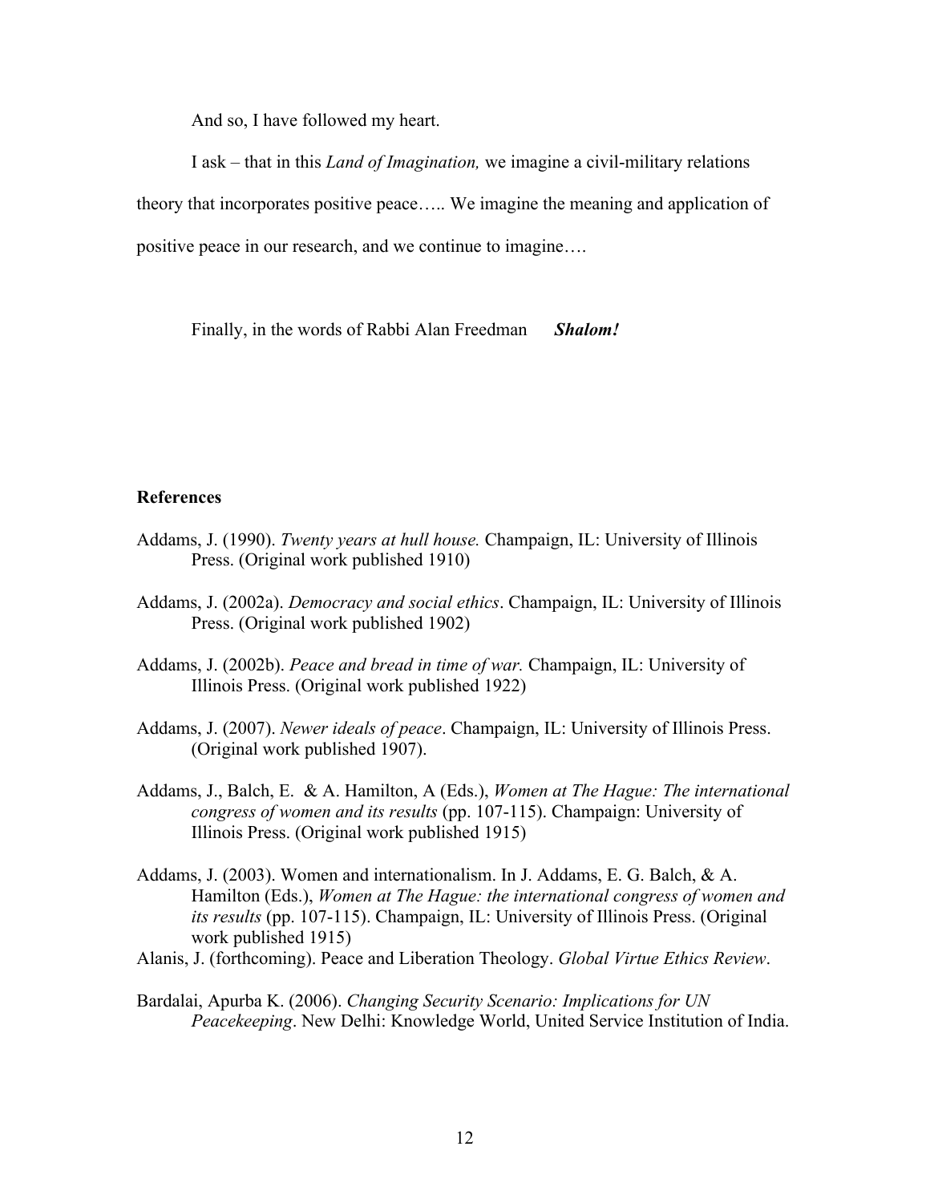And so, I have followed my heart.

I ask – that in this *Land of Imagination,* we imagine a civil-military relations theory that incorporates positive peace….. We imagine the meaning and application of positive peace in our research, and we continue to imagine….

Finally, in the words of Rabbi Alan Freedman ***Shalom!***

**References**

Addams, J. (1990). *Twenty years at hull house.* Champaign, IL: University of Illinois Press. (Original work published 1910)

Addams, J. (2002a). *Democracy and social ethics*. Champaign, IL: University of Illinois Press. (Original work published 1902)

Addams, J. (2002b). *Peace and bread in time of war.* Champaign, IL: University of Illinois Press. (Original work published 1922)

Addams, J. (2007). *Newer ideals of peace*. Champaign, IL: University of Illinois Press. (Original work published 1907).

Addams, J., Balch, E. & A. Hamilton, A (Eds.), *Women at The Hague: The international congress of women and its results* (pp. 107-115). Champaign: University of Illinois Press. (Original work published 1915)

Addams, J. (2003). Women and internationalism. In J. Addams, E. G. Balch, & A. Hamilton (Eds.), *Women at The Hague: the international congress of women and its results* (pp. 107-115). Champaign, IL: University of Illinois Press. (Original work published 1915)

Alanis, J. (forthcoming). Peace and Liberation Theology. *Global Virtue Ethics Review*.

Bardalai, Apurba K. (2006). *Changing Security Scenario: Implications for UN Peacekeeping*. New Delhi: Knowledge World, United Service Institution of India.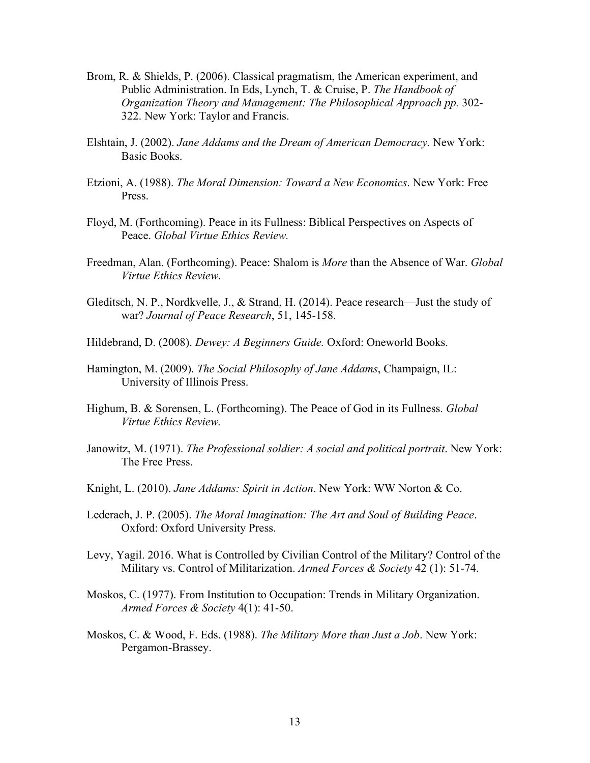Brom, R. & Shields, P. (2006). Classical pragmatism, the American experiment, and Public Administration. In Eds, Lynch, T. & Cruise, P. *The Handbook of Organization Theory and Management: The Philosophical Approach pp.* 302-322. New York: Taylor and Francis.

Elshtain, J. (2002). *Jane Addams and the Dream of American Democracy.* New York: Basic Books.

Etzioni, A. (1988). *The Moral Dimension: Toward a New Economics*. New York: Free Press.

Floyd, M. (Forthcoming). Peace in its Fullness: Biblical Perspectives on Aspects of Peace. *Global Virtue Ethics Review.*

Freedman, Alan. (Forthcoming). Peace: Shalom is *More* than the Absence of War. *Global Virtue Ethics Review*.

Gleditsch, N. P., Nordkvelle, J., & Strand, H. (2014). Peace research—Just the study of war? *Journal of Peace Research*, 51, 145-158.

Hildebrand, D. (2008). *Dewey: A Beginners Guide.* Oxford: Oneworld Books.

Hamington, M. (2009). *The Social Philosophy of Jane Addams*, Champaign, IL: University of Illinois Press.

Highum, B. & Sorensen, L. (Forthcoming). The Peace of God in its Fullness. *Global Virtue Ethics Review.*

Janowitz, M. (1971). *The Professional soldier: A social and political portrait*. New York: The Free Press.

Knight, L. (2010). *Jane Addams: Spirit in Action*. New York: WW Norton & Co.

Lederach, J. P. (2005). *The Moral Imagination: The Art and Soul of Building Peace*. Oxford: Oxford University Press.

Levy, Yagil. 2016. What is Controlled by Civilian Control of the Military? Control of the Military vs. Control of Militarization. *Armed Forces & Society* 42 (1): 51-74.

Moskos, C. (1977). From Institution to Occupation: Trends in Military Organization. *Armed Forces & Society* 4(1): 41-50.

Moskos, C. & Wood, F. Eds. (1988). *The Military More than Just a Job*. New York: Pergamon-Brassey.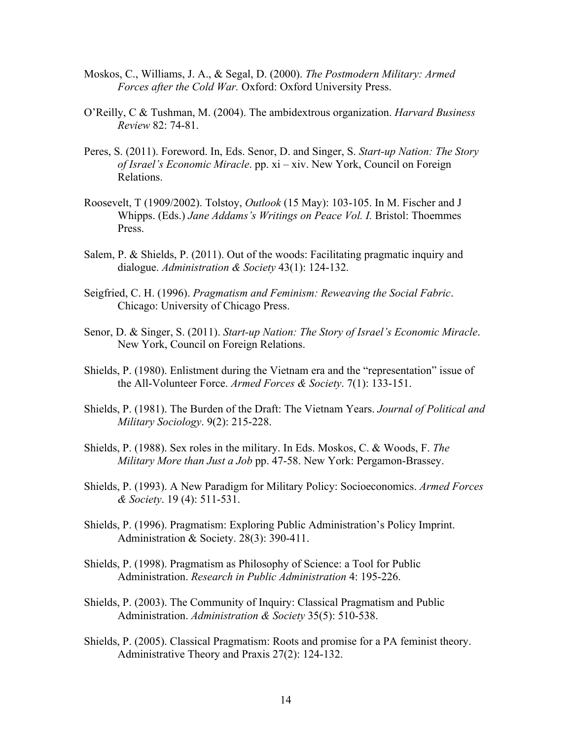Moskos, C., Williams, J. A., & Segal, D. (2000). *The Postmodern Military: Armed Forces after the Cold War.* Oxford: Oxford University Press.

O'Reilly, C & Tushman, M. (2004). The ambidextrous organization. *Harvard Business Review* 82: 74-81.

Peres, S. (2011). Foreword. In, Eds. Senor, D. and Singer, S. *Start-up Nation: The Story of Israel's Economic Miracle*. pp. xi – xiv. New York, Council on Foreign Relations.

Roosevelt, T (1909/2002). Tolstoy, *Outlook* (15 May): 103-105. In M. Fischer and J Whipps. (Eds.) *Jane Addams's Writings on Peace Vol. I.* Bristol: Thoemmes Press.

Salem, P. & Shields, P. (2011). Out of the woods: Facilitating pragmatic inquiry and dialogue. *Administration & Society* 43(1): 124-132.

Seigfried, C. H. (1996). *Pragmatism and Feminism: Reweaving the Social Fabric*. Chicago: University of Chicago Press.

Senor, D. & Singer, S. (2011). *Start-up Nation: The Story of Israel's Economic Miracle*. New York, Council on Foreign Relations.

Shields, P. (1980). Enlistment during the Vietnam era and the "representation" issue of the All-Volunteer Force. *Armed Forces & Society*. 7(1): 133-151.

Shields, P. (1981). The Burden of the Draft: The Vietnam Years. *Journal of Political and Military Sociology*. 9(2): 215-228.

Shields, P. (1988). Sex roles in the military. In Eds. Moskos, C. & Woods, F. *The Military More than Just a Job* pp. 47-58. New York: Pergamon-Brassey.

Shields, P. (1993). A New Paradigm for Military Policy: Socioeconomics. *Armed Forces & Society*. 19 (4): 511-531.

Shields, P. (1996). Pragmatism: Exploring Public Administration's Policy Imprint. Administration & Society. 28(3): 390-411.

Shields, P. (1998). Pragmatism as Philosophy of Science: a Tool for Public Administration. *Research in Public Administration* 4: 195-226.

Shields, P. (2003). The Community of Inquiry: Classical Pragmatism and Public Administration. *Administration & Society* 35(5): 510-538.

Shields, P. (2005). Classical Pragmatism: Roots and promise for a PA feminist theory. Administrative Theory and Praxis 27(2): 124-132.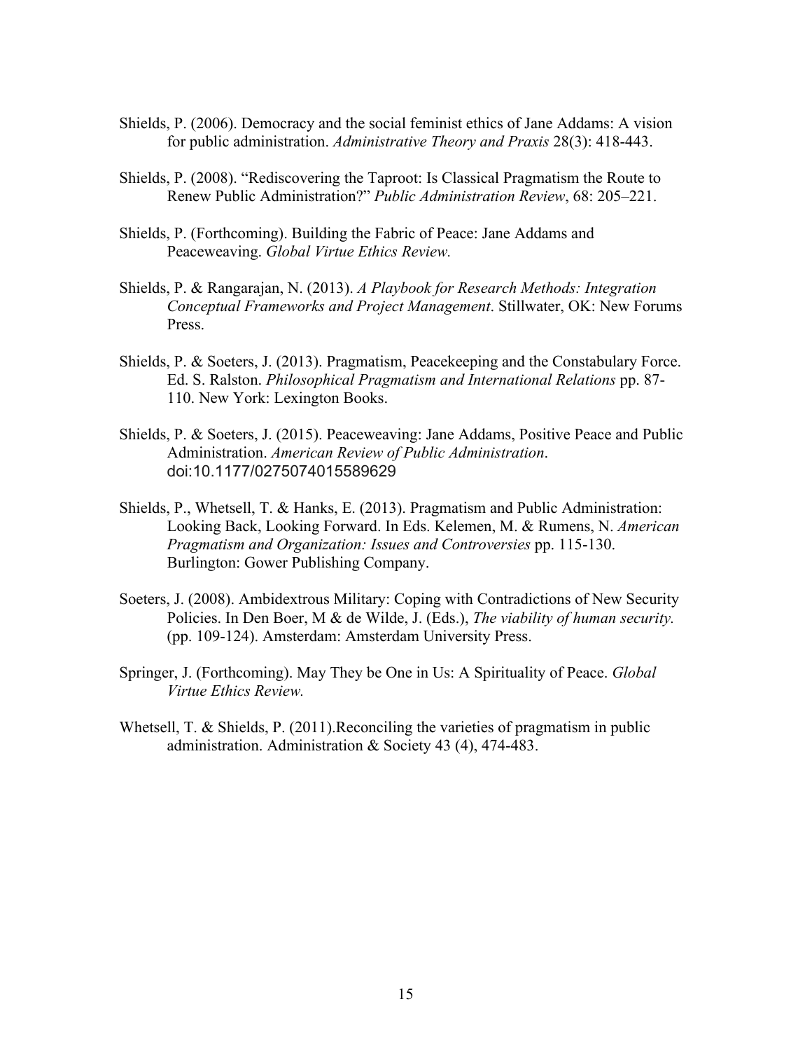Shields, P. (2006). Democracy and the social feminist ethics of Jane Addams: A vision for public administration. *Administrative Theory and Praxis* 28(3): 418-443.

Shields, P. (2008). "Rediscovering the Taproot: Is Classical Pragmatism the Route to Renew Public Administration?" *Public Administration Review*, 68: 205–221.

Shields, P. (Forthcoming). Building the Fabric of Peace: Jane Addams and Peaceweaving. *Global Virtue Ethics Review.*

Shields, P. & Rangarajan, N. (2013). *A Playbook for Research Methods: Integration Conceptual Frameworks and Project Management*. Stillwater, OK: New Forums Press.

Shields, P. & Soeters, J. (2013). Pragmatism, Peacekeeping and the Constabulary Force. Ed. S. Ralston. *Philosophical Pragmatism and International Relations* pp. 87-110. New York: Lexington Books.

Shields, P. & Soeters, J. (2015). Peaceweaving: Jane Addams, Positive Peace and Public Administration. *American Review of Public Administration*. doi:10.1177/0275074015589629

Shields, P., Whetsell, T. & Hanks, E. (2013). Pragmatism and Public Administration: Looking Back, Looking Forward. In Eds. Kelemen, M. & Rumens, N. *American Pragmatism and Organization: Issues and Controversies* pp. 115-130. Burlington: Gower Publishing Company.

Soeters, J. (2008). Ambidextrous Military: Coping with Contradictions of New Security Policies. In Den Boer, M & de Wilde, J. (Eds.), *The viability of human security.* (pp. 109-124). Amsterdam: Amsterdam University Press.

Springer, J. (Forthcoming). May They be One in Us: A Spirituality of Peace. *Global Virtue Ethics Review.*

Whetsell, T. & Shields, P. (2011).Reconciling the varieties of pragmatism in public administration. Administration & Society 43 (4), 474-483.